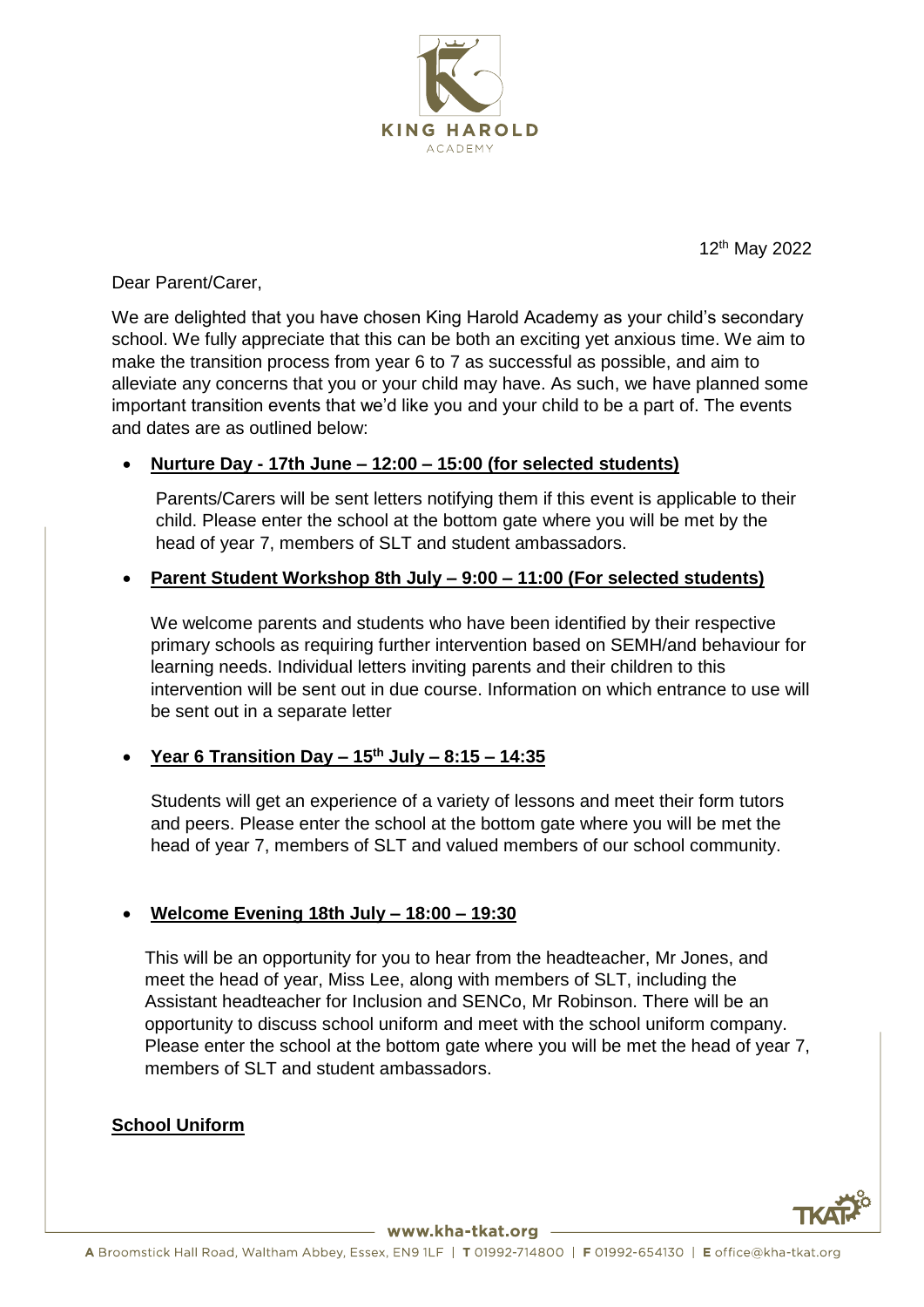12th May 2022

Dear Parent/Carer,

We are delighted that you have chosen King Harold Academy as your child's secondary school. We fully appreciate that this can be both an exciting yet anxious time. We aim to make the transition process from year 6 to 7 as successful as possible, and aim to alleviate any concerns that you or your child may have. As such, we have planned some important transition events that we'd like you and your child to be a part of. The events and dates are as outlined below:

- **Nurture Day - 17th June – 12:00 – 15:00 (for selected students)**

  Parents/Carers will be sent letters notifying them if this event is applicable to their child. Please enter the school at the bottom gate where you will be met by the head of year 7, members of SLT and student ambassadors.

- **Parent Student Workshop 8th July – 9:00 – 11:00 (For selected students)**

  We welcome parents and students who have been identified by their respective primary schools as requiring further intervention based on SEMH/and behaviour for learning needs. Individual letters inviting parents and their children to this intervention will be sent out in due course. Information on which entrance to use will be sent out in a separate letter

- **Year 6 Transition Day – 15th July – 8:15 – 14:35**

  Students will get an experience of a variety of lessons and meet their form tutors and peers. Please enter the school at the bottom gate where you will be met the head of year 7, members of SLT and valued members of our school community.

- **Welcome Evening 18th July – 18:00 – 19:30**

  This will be an opportunity for you to hear from the headteacher, Mr Jones, and meet the head of year, Miss Lee, along with members of SLT, including the Assistant headteacher for Inclusion and SENCo, Mr Robinson. There will be an opportunity to discuss school uniform and meet with the school uniform company. Please enter the school at the bottom gate where you will be met the head of year 7, members of SLT and student ambassadors.

**School Uniform**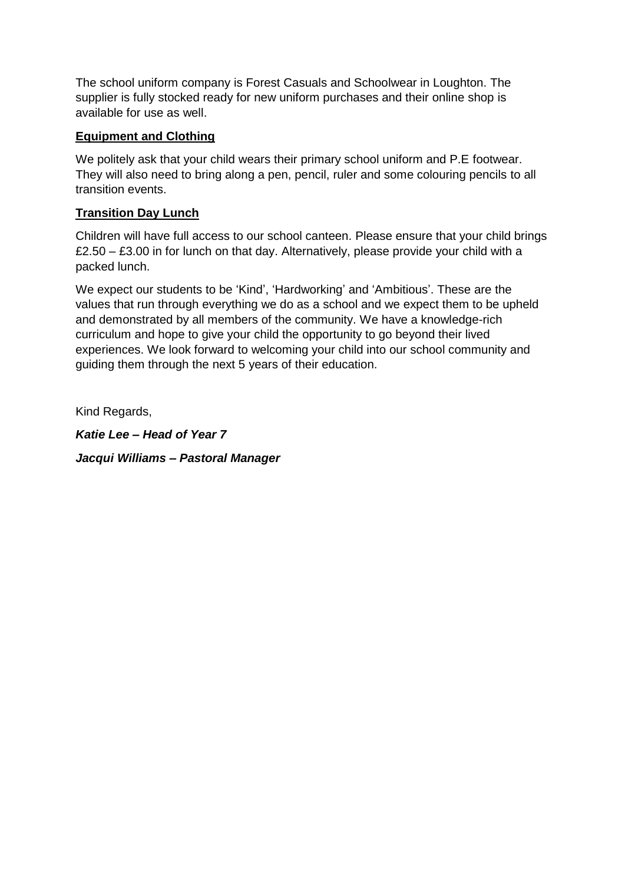The school uniform company is Forest Casuals and Schoolwear in Loughton. The supplier is fully stocked ready for new uniform purchases and their online shop is available for use as well.

**Equipment and Clothing**

We politely ask that your child wears their primary school uniform and P.E footwear. They will also need to bring along a pen, pencil, ruler and some colouring pencils to all transition events.

**Transition Day Lunch**

Children will have full access to our school canteen. Please ensure that your child brings £2.50 – £3.00 in for lunch on that day. Alternatively, please provide your child with a packed lunch.

We expect our students to be 'Kind', 'Hardworking' and 'Ambitious'. These are the values that run through everything we do as a school and we expect them to be upheld and demonstrated by all members of the community. We have a knowledge-rich curriculum and hope to give your child the opportunity to go beyond their lived experiences. We look forward to welcoming your child into our school community and guiding them through the next 5 years of their education.

Kind Regards,

***Katie Lee – Head of Year 7***

***Jacqui Williams – Pastoral Manager***